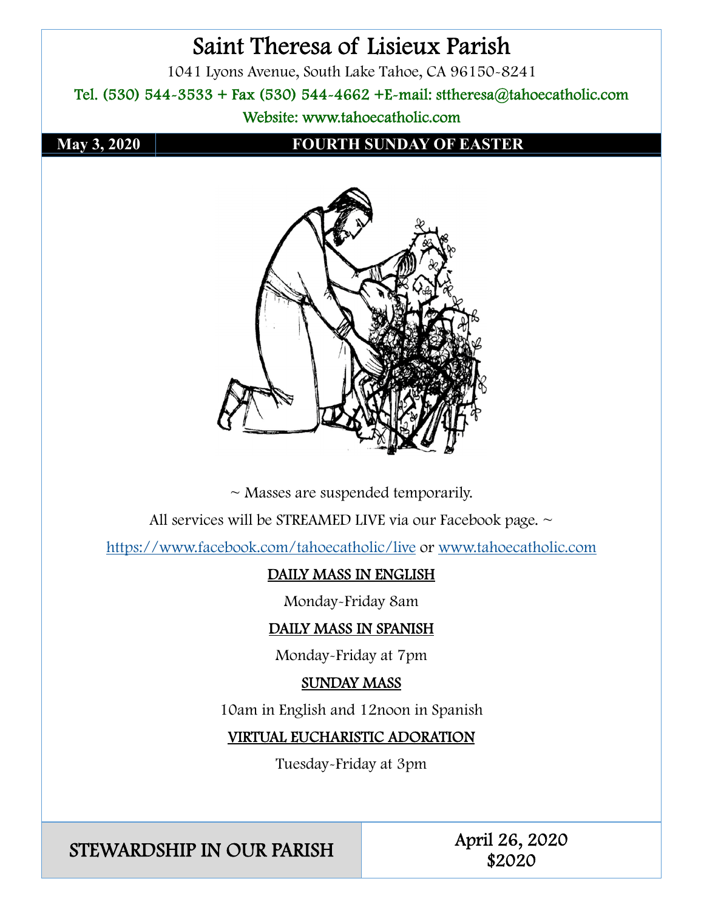# Saint Theresa of Lisieux Parish

1041 Lyons Avenue, South Lake Tahoe, CA 96150-8241

Tel. (530) 544-3533 + Fax (530) 544-4662 +E-mail: sttheresa@tahoecatholic.com

Website: www.tahoecatholic.com

| May 3, 2020 | FOURTH SUNDAY OF EASTER |
|---|---|

~ Masses are suspended temporarily.

All services will be STREAMED LIVE via our Facebook page. ~

https://www.facebook.com/tahoecatholic/live or www.tahoecatholic.com

**DAILY MASS IN ENGLISH**

Monday-Friday 8am

**DAILY MASS IN SPANISH**

Monday-Friday at 7pm

**SUNDAY MASS**

10am in English and 12noon in Spanish

**VIRTUAL EUCHARISTIC ADORATION**

Tuesday-Friday at 3pm

| STEWARDSHIP IN OUR PARISH | April 26, 2020<br>$2020 |
|---|---|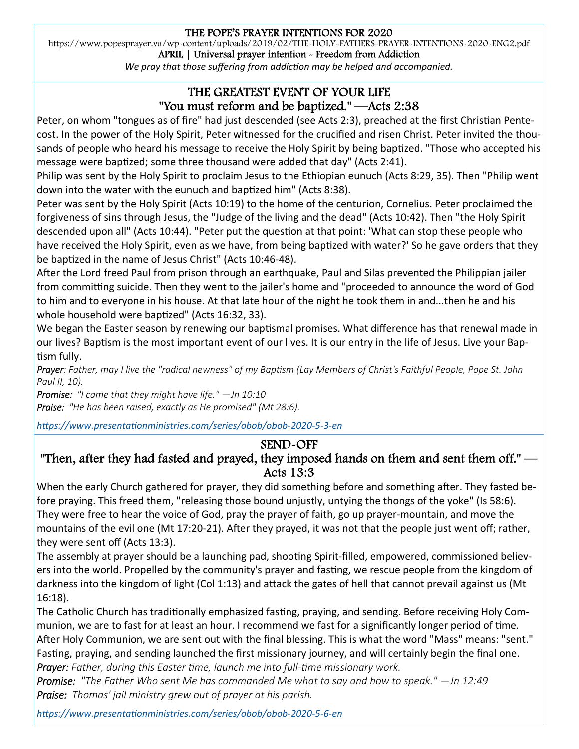**THE POPE'S PRAYER INTENTIONS FOR 2020**

https://www.popesprayer.va/wp-content/uploads/2019/02/THE-HOLY-FATHERS-PRAYER-INTENTIONS-2020-ENG2.pdf

APRIL | Universal prayer intention - Freedom from Addiction

*We pray that those suffering from addiction may be helped and accompanied.*

## THE GREATEST EVENT OF YOUR LIFE
## "You must reform and be baptized." —Acts 2:38

Peter, on whom "tongues as of fire" had just descended (see Acts 2:3), preached at the first Christian Pentecost. In the power of the Holy Spirit, Peter witnessed for the crucified and risen Christ. Peter invited the thousands of people who heard his message to receive the Holy Spirit by being baptized. "Those who accepted his message were baptized; some three thousand were added that day" (Acts 2:41).

Philip was sent by the Holy Spirit to proclaim Jesus to the Ethiopian eunuch (Acts 8:29, 35). Then "Philip went down into the water with the eunuch and baptized him" (Acts 8:38).

Peter was sent by the Holy Spirit (Acts 10:19) to the home of the centurion, Cornelius. Peter proclaimed the forgiveness of sins through Jesus, the "Judge of the living and the dead" (Acts 10:42). Then "the Holy Spirit descended upon all" (Acts 10:44). "Peter put the question at that point: 'What can stop these people who have received the Holy Spirit, even as we have, from being baptized with water?' So he gave orders that they be baptized in the name of Jesus Christ" (Acts 10:46-48).

After the Lord freed Paul from prison through an earthquake, Paul and Silas prevented the Philippian jailer from committing suicide. Then they went to the jailer's home and "proceeded to announce the word of God to him and to everyone in his house. At that late hour of the night he took them in and...then he and his whole household were baptized" (Acts 16:32, 33).

We began the Easter season by renewing our baptismal promises. What difference has that renewal made in our lives? Baptism is the most important event of our lives. It is our entry in the life of Jesus. Live your Baptism fully.

***Prayer****: Father, may I live the "radical newness" of my Baptism (Lay Members of Christ's Faithful People, Pope St. John Paul II, 10).*

***Promise:*** *"I came that they might have life." —Jn 10:10*

***Praise:*** *"He has been raised, exactly as He promised" (Mt 28:6).*

*https://www.presentationministries.com/series/obob/obob-2020-5-3-en*

## SEND-OFF
## "Then, after they had fasted and prayed, they imposed hands on them and sent them off." —Acts 13:3

When the early Church gathered for prayer, they did something before and something after. They fasted before praying. This freed them, "releasing those bound unjustly, untying the thongs of the yoke" (Is 58:6). They were free to hear the voice of God, pray the prayer of faith, go up prayer-mountain, and move the mountains of the evil one (Mt 17:20-21). After they prayed, it was not that the people just went off; rather, they were sent off (Acts 13:3).

The assembly at prayer should be a launching pad, shooting Spirit-filled, empowered, commissioned believers into the world. Propelled by the community's prayer and fasting, we rescue people from the kingdom of darkness into the kingdom of light (Col 1:13) and attack the gates of hell that cannot prevail against us (Mt 16:18).

The Catholic Church has traditionally emphasized fasting, praying, and sending. Before receiving Holy Communion, we are to fast for at least an hour. I recommend we fast for a significantly longer period of time. After Holy Communion, we are sent out with the final blessing. This is what the word "Mass" means: "sent." Fasting, praying, and sending launched the first missionary journey, and will certainly begin the final one.

***Prayer:*** *Father, during this Easter time, launch me into full-time missionary work.*

***Promise:*** *"The Father Who sent Me has commanded Me what to say and how to speak." —Jn 12:49*

***Praise:*** *Thomas' jail ministry grew out of prayer at his parish.*

*https://www.presentationministries.com/series/obob/obob-2020-5-6-en*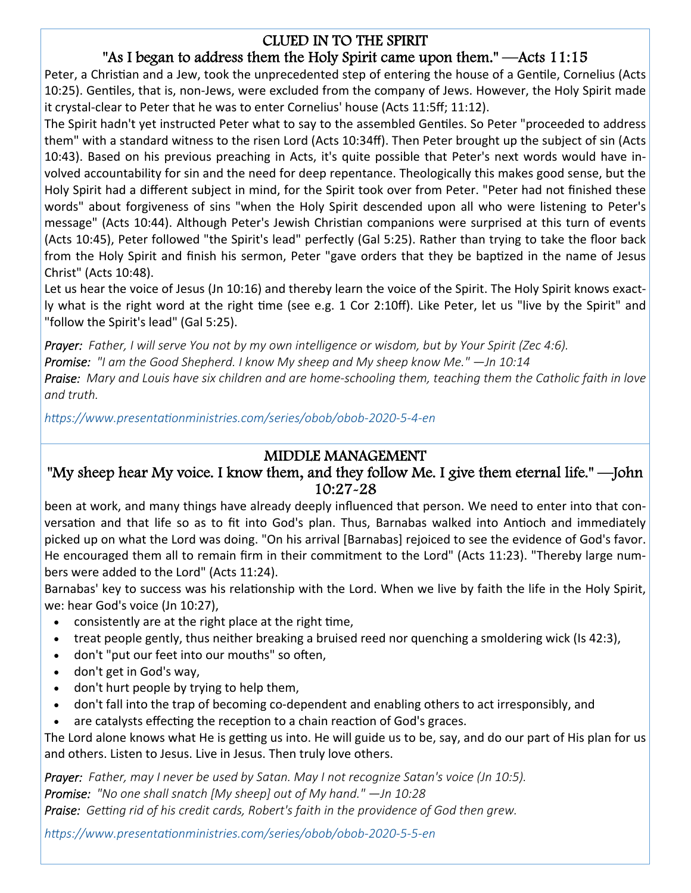## CLUED IN TO THE SPIRIT

### "As I began to address them the Holy Spirit came upon them." —Acts 11:15

Peter, a Christian and a Jew, took the unprecedented step of entering the house of a Gentile, Cornelius (Acts 10:25). Gentiles, that is, non-Jews, were excluded from the company of Jews. However, the Holy Spirit made it crystal-clear to Peter that he was to enter Cornelius' house (Acts 11:5ff; 11:12).

The Spirit hadn't yet instructed Peter what to say to the assembled Gentiles. So Peter "proceeded to address them" with a standard witness to the risen Lord (Acts 10:34ff). Then Peter brought up the subject of sin (Acts 10:43). Based on his previous preaching in Acts, it's quite possible that Peter's next words would have involved accountability for sin and the need for deep repentance. Theologically this makes good sense, but the Holy Spirit had a different subject in mind, for the Spirit took over from Peter. "Peter had not finished these words" about forgiveness of sins "when the Holy Spirit descended upon all who were listening to Peter's message" (Acts 10:44). Although Peter's Jewish Christian companions were surprised at this turn of events (Acts 10:45), Peter followed "the Spirit's lead" perfectly (Gal 5:25). Rather than trying to take the floor back from the Holy Spirit and finish his sermon, Peter "gave orders that they be baptized in the name of Jesus Christ" (Acts 10:48).

Let us hear the voice of Jesus (Jn 10:16) and thereby learn the voice of the Spirit. The Holy Spirit knows exactly what is the right word at the right time (see e.g. 1 Cor 2:10ff). Like Peter, let us "live by the Spirit" and "follow the Spirit's lead" (Gal 5:25).

***Prayer:*** *Father, I will serve You not by my own intelligence or wisdom, but by Your Spirit (Zec 4:6).*

***Promise:*** *"I am the Good Shepherd. I know My sheep and My sheep know Me." —Jn 10:14*

***Praise:*** *Mary and Louis have six children and are home-schooling them, teaching the Catholic faith in love and truth.*

*https://www.presentationministries.com/series/obob/obob-2020-5-4-en*

## MIDDLE MANAGEMENT

### "My sheep hear My voice. I know them, and they follow Me. I give them eternal life." —John 10:27-28

been at work, and many things have already deeply influenced that person. We need to enter into that conversation and that life so as to fit into God's plan. Thus, Barnabas walked into Antioch and immediately picked up on what the Lord was doing. "On his arrival [Barnabas] rejoiced to see the evidence of God's favor. He encouraged them all to remain firm in their commitment to the Lord" (Acts 11:23). "Thereby large numbers were added to the Lord" (Acts 11:24).

Barnabas' key to success was his relationship with the Lord. When we live by faith the life in the Holy Spirit, we: hear God's voice (Jn 10:27),

- consistently are at the right place at the right time,
- treat people gently, thus neither breaking a bruised reed nor quenching a smoldering wick (Is 42:3),
- don't "put our feet into our mouths" so often,
- don't get in God's way,
- don't hurt people by trying to help them,
- don't fall into the trap of becoming co-dependent and enabling others to act irresponsibly, and
- are catalysts effecting the reception to a chain reaction of God's graces.

The Lord alone knows what He is getting us into. He will guide us to be, say, and do our part of His plan for us and others. Listen to Jesus. Live in Jesus. Then truly love others.

***Prayer:*** *Father, may I never be used by Satan. May I not recognize Satan's voice (Jn 10:5).*

***Promise:*** *"No one shall snatch [My sheep] out of My hand." —Jn 10:28*

***Praise:*** *Getting rid of his credit cards, Robert's faith in the providence of God then grew.*

*https://www.presentationministries.com/series/obob/obob-2020-5-5-en*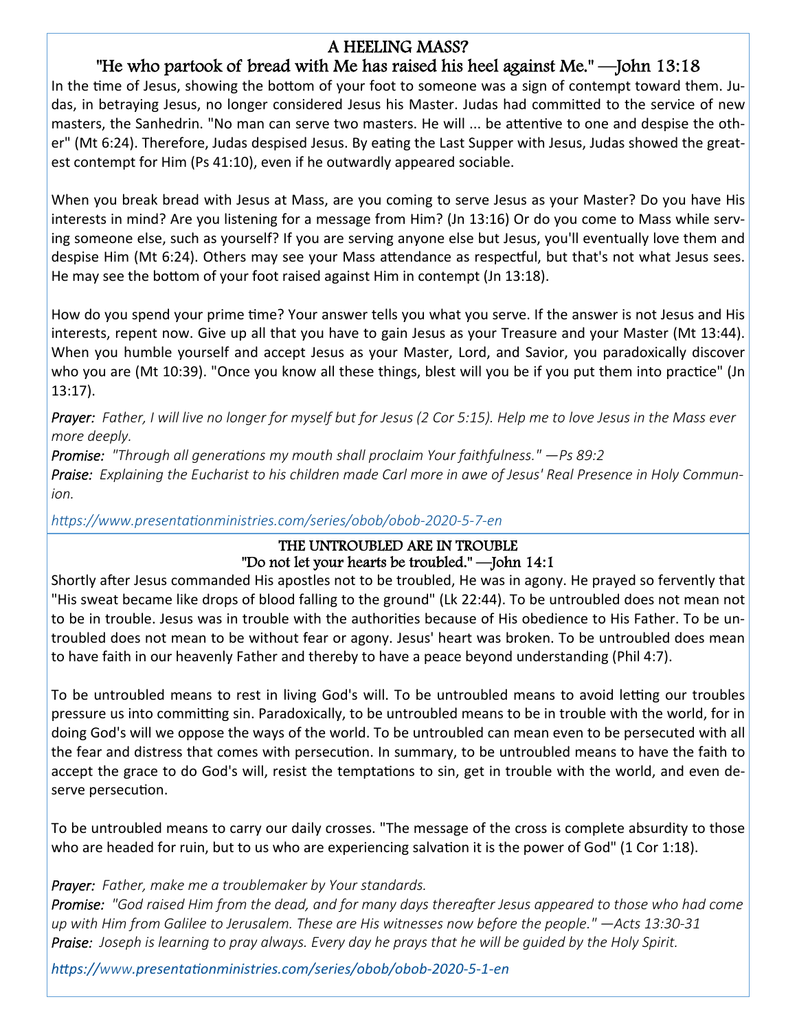## A HEELING MASS?

### "He who partook of bread with Me has raised his heel against Me." —John 13:18

In the time of Jesus, showing the bottom of your foot to someone was a sign of contempt toward them. Judas, in betraying Jesus, no longer considered Jesus his Master. Judas had committed to the service of new masters, the Sanhedrin. "No man can serve two masters. He will ... be attentive to one and despise the other" (Mt 6:24). Therefore, Judas despised Jesus. By eating the Last Supper with Jesus, Judas showed the greatest contempt for Him (Ps 41:10), even if he outwardly appeared sociable.

When you break bread with Jesus at Mass, are you coming to serve Jesus as your Master? Do you have His interests in mind? Are you listening for a message from Him? (Jn 13:16) Or do you come to Mass while serving someone else, such as yourself? If you are serving anyone else but Jesus, you'll eventually love them and despise Him (Mt 6:24). Others may see your Mass attendance as respectful, but that's not what Jesus sees. He may see the bottom of your foot raised against Him in contempt (Jn 13:18).

How do you spend your prime time? Your answer tells you what you serve. If the answer is not Jesus and His interests, repent now. Give up all that you have to gain Jesus as your Treasure and your Master (Mt 13:44). When you humble yourself and accept Jesus as your Master, Lord, and Savior, you paradoxically discover who you are (Mt 10:39). "Once you know all these things, blest will you be if you put them into practice" (Jn 13:17).

***Prayer:*** *Father, I will live no longer for myself but for Jesus (2 Cor 5:15). Help me to love Jesus in the Mass ever more deeply.*
***Promise:*** *"Through all generations my mouth shall proclaim Your faithfulness." —Ps 89:2*
***Praise:*** *Explaining the Eucharist to his children made Carl more in awe of Jesus' Real Presence in Holy Communion.*

*https://www.presentationministries.com/series/obob/obob-2020-5-7-en*

## THE UNTROUBLED ARE IN TROUBLE

### "Do not let your hearts be troubled." —John 14:1

Shortly after Jesus commanded His apostles not to be troubled, He was in agony. He prayed so fervently that "His sweat became like drops of blood falling to the ground" (Lk 22:44). To be untroubled does not mean not to be in trouble. Jesus was in trouble with the authorities because of His obedience to His Father. To be untroubled does not mean to be without fear or agony. Jesus' heart was broken. To be untroubled does mean to have faith in our heavenly Father and thereby to have a peace beyond understanding (Phil 4:7).

To be untroubled means to rest in living God's will. To be untroubled means to avoid letting our troubles pressure us into committing sin. Paradoxically, to be untroubled means to be in trouble with the world, for in doing God's will we oppose the ways of the world. To be untroubled can mean even to be persecuted with all the fear and distress that comes with persecution. In summary, to be untroubled means to have the faith to accept the grace to do God's will, resist the temptations to sin, get in trouble with the world, and even deserve persecution.

To be untroubled means to carry our daily crosses. "The message of the cross is complete absurdity to those who are headed for ruin, but to us who are experiencing salvation it is the power of God" (1 Cor 1:18).

***Prayer:*** *Father, make me a troublemaker by Your standards.*
***Promise:*** *"God raised Him from the dead, and for many days thereafter Jesus appeared to those who had come up with Him from Galilee to Jerusalem. These are His witnesses now before the people." —Acts 13:30-31*
***Praise:*** *Joseph is learning to pray always. Every day he prays that he will be guided by the Holy Spirit.*

*https://www.presentationministries.com/series/obob/obob-2020-5-1-en*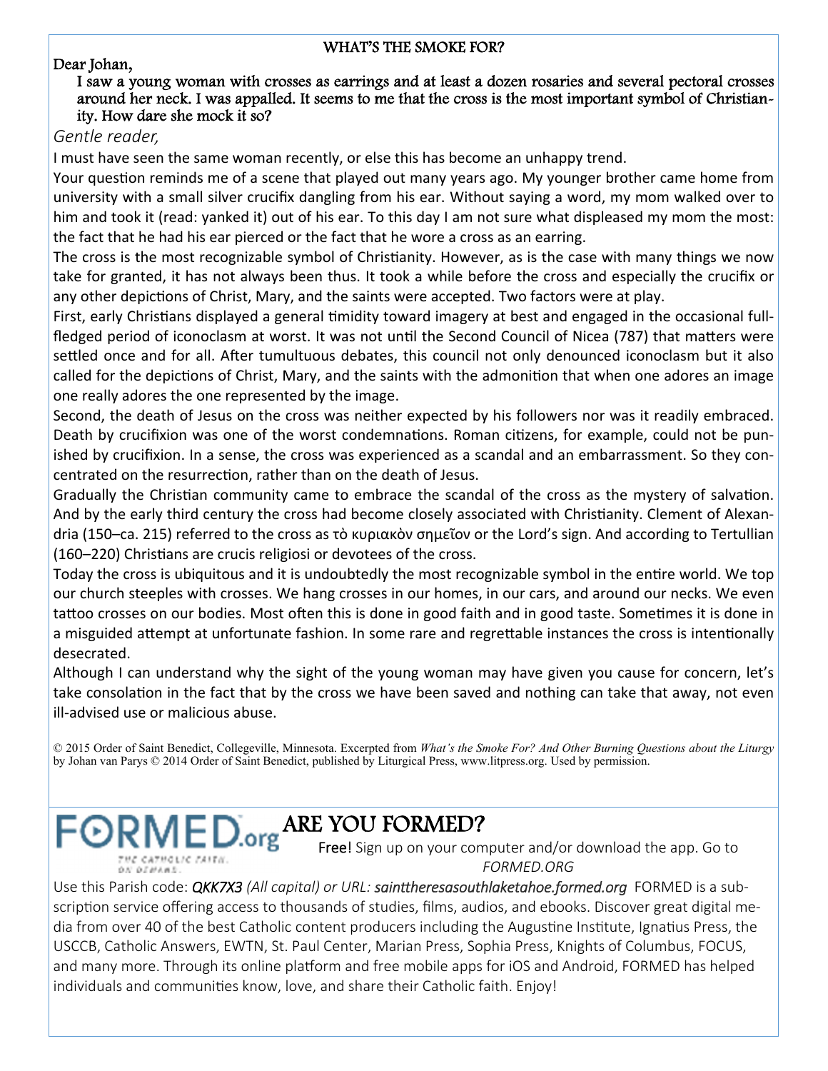## WHAT'S THE SMOKE FOR?

Dear Johan,

I saw a young woman with crosses as earrings and at least a dozen rosaries and several pectoral crosses around her neck. I was appalled. It seems to me that the cross is the most important symbol of Christianity. How dare she mock it so?

*Gentle reader,*

I must have seen the same woman recently, or else this has become an unhappy trend.

Your question reminds me of a scene that played out many years ago. My younger brother came home from university with a small silver crucifix dangling from his ear. Without saying a word, my mom walked over to him and took it (read: yanked it) out of his ear. To this day I am not sure what displeased my mom the most: the fact that he had his ear pierced or the fact that he wore a cross as an earring.

The cross is the most recognizable symbol of Christianity. However, as is the case with many things we now take for granted, it has not always been thus. It took a while before the cross and especially the crucifix or any other depictions of Christ, Mary, and the saints were accepted. Two factors were at play.

First, early Christians displayed a general timidity toward imagery at best and engaged in the occasional full-fledged period of iconoclasm at worst. It was not until the Second Council of Nicea (787) that matters were settled once and for all. After tumultuous debates, this council not only denounced iconoclasm but it also called for the depictions of Christ, Mary, and the saints with the admonition that when one adores an image one really adores the one represented by the image.

Second, the death of Jesus on the cross was neither expected by his followers nor was it readily embraced. Death by crucifixion was one of the worst condemnations. Roman citizens, for example, could not be punished by crucifixion. In a sense, the cross was experienced as a scandal and an embarrassment. So they concentrated on the resurrection, rather than on the death of Jesus.

Gradually the Christian community came to embrace the scandal of the cross as the mystery of salvation. And by the early third century the cross had become closely associated with Christianity. Clement of Alexandria (150–ca. 215) referred to the cross as τὸ κυριακὸν σημεῖον or the Lord's sign. And according to Tertullian (160–220) Christians are crucis religiosi or devotees of the cross.

Today the cross is ubiquitous and it is undoubtedly the most recognizable symbol in the entire world. We top our church steeples with crosses. We hang crosses in our homes, in our cars, and around our necks. We even tattoo crosses on our bodies. Most often this is done in good faith and in good taste. Sometimes it is done in a misguided attempt at unfortunate fashion. In some rare and regrettable instances the cross is intentionally desecrated.

Although I can understand why the sight of the young woman may have given you cause for concern, let's take consolation in the fact that by the cross we have been saved and nothing can take that away, not even ill-advised use or malicious abuse.

© 2015 Order of Saint Benedict, Collegeville, Minnesota. Excerpted from *What's the Smoke For? And Other Burning Questions about the Liturgy* by Johan van Parys © 2014 Order of Saint Benedict, published by Liturgical Press, www.litpress.org. Used by permission.

FORMED.org
THE CATHOLIC FAITH. ON DEMAND.

## ARE YOU FORMED?

**Free!** Sign up on your computer and/or download the app. Go to *FORMED.ORG*

Use this Parish code: ***QKK7X3*** *(All capital) or URL:* ***sainttheresasouthlaketahoe.formed.org*** FORMED is a subscription service offering access to thousands of studies, films, audios, and ebooks. Discover great digital media from over 40 of the best Catholic content producers including the Augustine Institute, Ignatius Press, the USCCB, Catholic Answers, EWTN, St. Paul Center, Marian Press, Sophia Press, Knights of Columbus, FOCUS, and many more. Through its online platform and free mobile apps for iOS and Android, FORMED has helped individuals and communities know, love, and share their Catholic faith. Enjoy!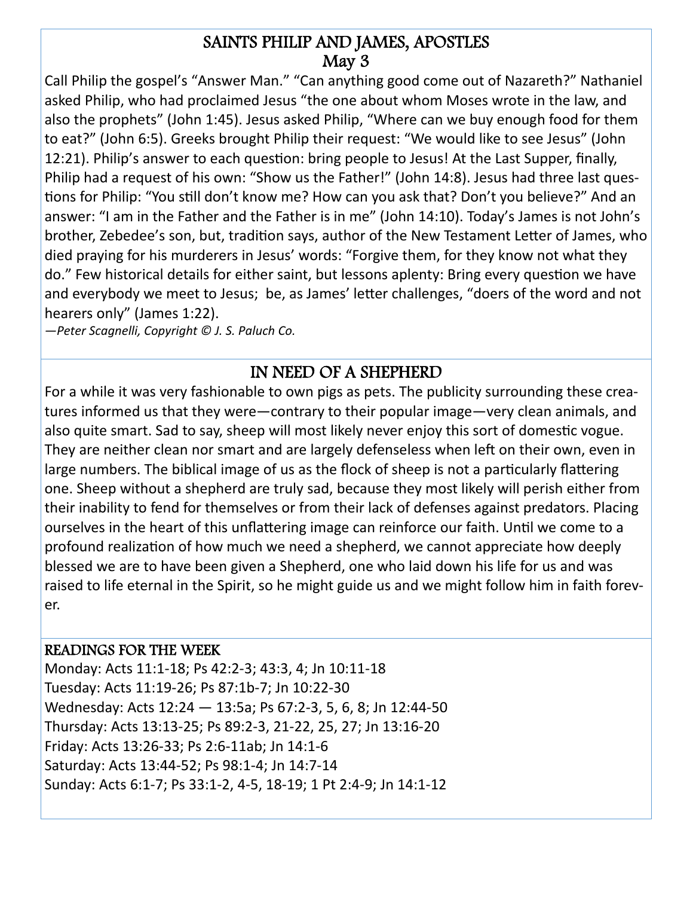## SAINTS PHILIP AND JAMES, APOSTLES
## May 3

Call Philip the gospel's "Answer Man." "Can anything good come out of Nazareth?" Nathaniel asked Philip, who had proclaimed Jesus "the one about whom Moses wrote in the law, and also the prophets" (John 1:45). Jesus asked Philip, "Where can we buy enough food for them to eat?" (John 6:5). Greeks brought Philip their request: "We would like to see Jesus" (John 12:21). Philip's answer to each question: bring people to Jesus! At the Last Supper, finally, Philip had a request of his own: "Show us the Father!" (John 14:8). Jesus had three last questions for Philip: "You still don't know me? How can you ask that? Don't you believe?" And an answer: "I am in the Father and the Father is in me" (John 14:10). Today's James is not John's brother, Zebedee's son, but, tradition says, author of the New Testament Letter of James, who died praying for his murderers in Jesus' words: "Forgive them, for they know not what they do." Few historical details for either saint, but lessons aplenty: Bring every question we have and everybody we meet to Jesus; be, as James' letter challenges, "doers of the word and not hearers only" (James 1:22).

*—Peter Scagnelli, Copyright © J. S. Paluch Co.*

## IN NEED OF A SHEPHERD

For a while it was very fashionable to own pigs as pets. The publicity surrounding these creatures informed us that they were—contrary to their popular image—very clean animals, and also quite smart. Sad to say, sheep will most likely never enjoy this sort of domestic vogue. They are neither clean nor smart and are largely defenseless when left on their own, even in large numbers. The biblical image of us as the flock of sheep is not a particularly flattering one. Sheep without a shepherd are truly sad, because they most likely will perish either from their inability to fend for themselves or from their lack of defenses against predators. Placing ourselves in the heart of this unflattering image can reinforce our faith. Until we come to a profound realization of how much we need a shepherd, we cannot appreciate how deeply blessed we are to have been given a Shepherd, one who laid down his life for us and was raised to life eternal in the Spirit, so he might guide us and we might follow him in faith forever.

### READINGS FOR THE WEEK

Monday: Acts 11:1-18; Ps 42:2-3; 43:3, 4; Jn 10:11-18
Tuesday: Acts 11:19-26; Ps 87:1b-7; Jn 10:22-30
Wednesday: Acts 12:24 — 13:5a; Ps 67:2-3, 5, 6, 8; Jn 12:44-50
Thursday: Acts 13:13-25; Ps 89:2-3, 21-22, 25, 27; Jn 13:16-20
Friday: Acts 13:26-33; Ps 2:6-11ab; Jn 14:1-6
Saturday: Acts 13:44-52; Ps 98:1-4; Jn 14:7-14
Sunday: Acts 6:1-7; Ps 33:1-2, 4-5, 18-19; 1 Pt 2:4-9; Jn 14:1-12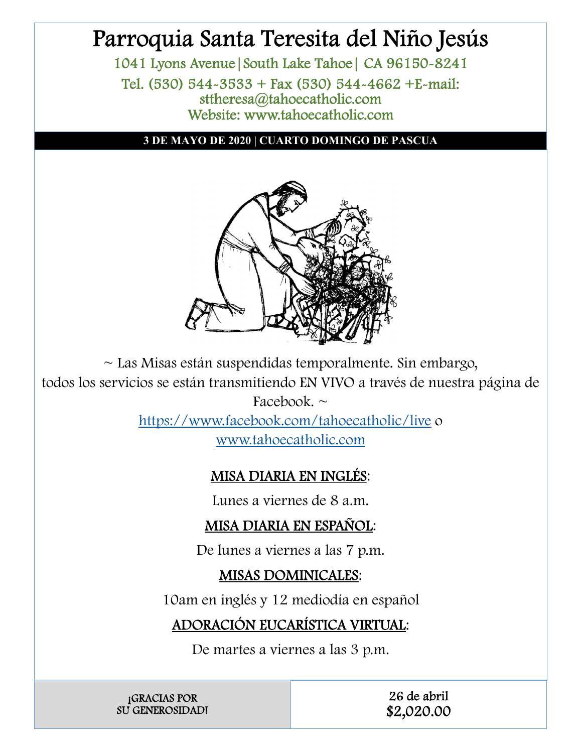# Parroquia Santa Teresita del Niño Jesús

1041 Lyons Avenue|South Lake Tahoe| CA 96150-8241

Tel. (530) 544-3533 + Fax (530) 544-4662 +E-mail: sttheresa@tahoecatholic.com

Website: www.tahoecatholic.com

**3 DE MAYO DE 2020 | CUARTO DOMINGO DE PASCUA**

~ Las Misas están suspendidas temporalmente. Sin embargo, todos los servicios se están transmitiendo EN VIVO a través de nuestra página de Facebook. ~

https://www.facebook.com/tahoecatholic/live o www.tahoecatholic.com

**MISA DIARIA EN INGLÉS**:

Lunes a viernes de 8 a.m.

**MISA DIARIA EN ESPAÑOL**:

De lunes a viernes a las 7 p.m.

**MISAS DOMINICALES**:

10am en inglés y 12 mediodía en español

**ADORACIÓN EUCARÍSTICA VIRTUAL**:

De martes a viernes a las 3 p.m.

| ¡GRACIAS POR SU GENEROSIDAD! | 26 de abril<br>$2,020.00 |
| --- | --- |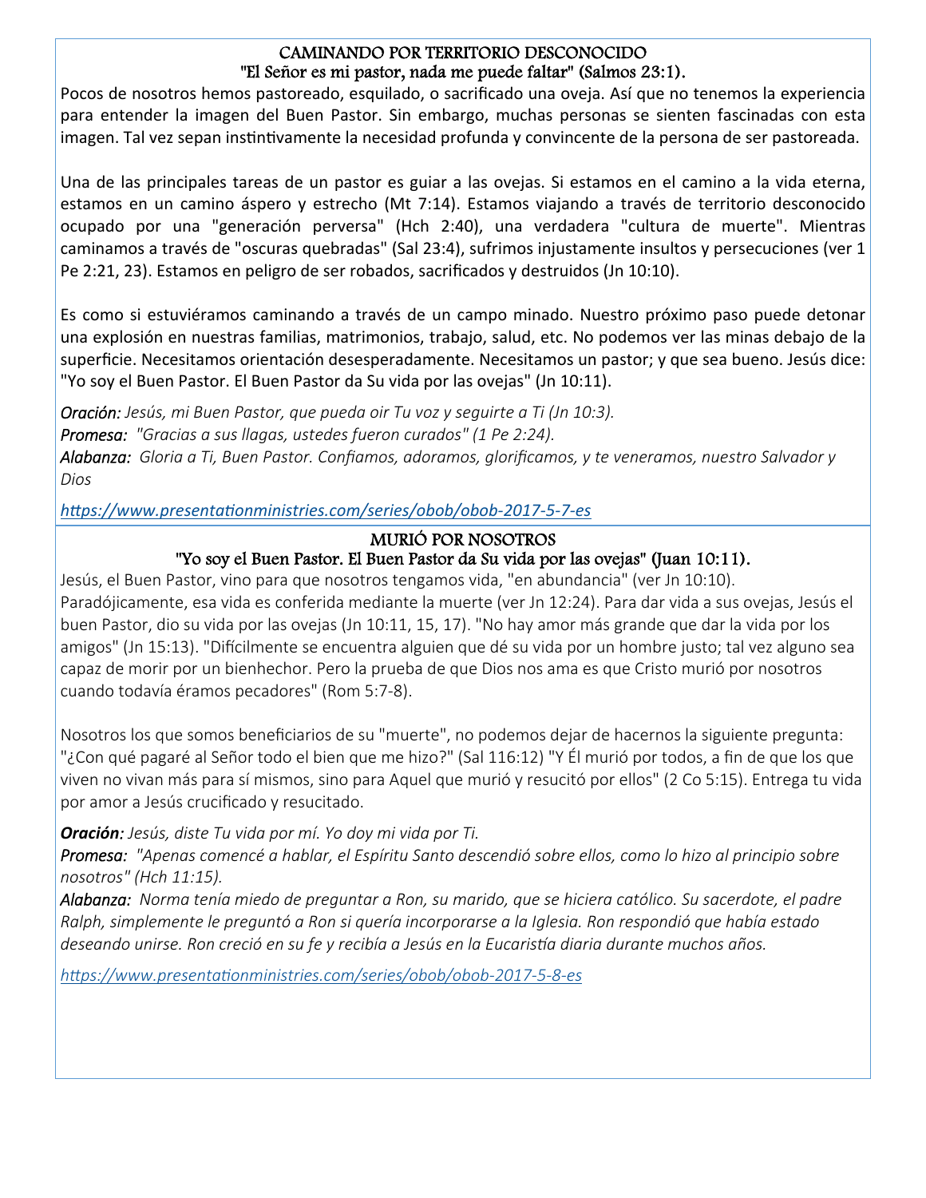## CAMINANDO POR TERRITORIO DESCONOCIDO
### "El Señor es mi pastor, nada me puede faltar" (Salmos 23:1).

Pocos de nosotros hemos pastoreado, esquilado, o sacrificado una oveja. Así que no tenemos la experiencia para entender la imagen del Buen Pastor. Sin embargo, muchas personas se sienten fascinadas con esta imagen. Tal vez sepan instintivamente la necesidad profunda y convincente de la persona de ser pastoreada.

Una de las principales tareas de un pastor es guiar a las ovejas. Si estamos en el camino a la vida eterna, estamos en un camino áspero y estrecho (Mt 7:14). Estamos viajando a través de territorio desconocido ocupado por una "generación perversa" (Hch 2:40), una verdadera "cultura de muerte". Mientras caminamos a través de "oscuras quebradas" (Sal 23:4), sufrimos injustamente insultos y persecuciones (ver 1 Pe 2:21, 23). Estamos en peligro de ser robados, sacrificados y destruidos (Jn 10:10).

Es como si estuviéramos caminando a través de un campo minado. Nuestro próximo paso puede detonar una explosión en nuestras familias, matrimonios, trabajo, salud, etc. No podemos ver las minas debajo de la superficie. Necesitamos orientación desesperadamente. Necesitamos un pastor; y que sea bueno. Jesús dice: "Yo soy el Buen Pastor. El Buen Pastor da Su vida por las ovejas" (Jn 10:11).

***Oración:*** *Jesús, mi Buen Pastor, que pueda oir Tu voz y seguirte a Ti (Jn 10:3).*
***Promesa:*** *"Gracias a sus llagas, ustedes fueron curados" (1 Pe 2:24).*
***Alabanza:*** *Gloria a Ti, Buen Pastor. Confiamos, adoramos, glorificamos, y te veneramos, nuestro Salvador y Dios*

*https://www.presentationministries.com/series/obob/obob-2017-5-7-es*

## MURIÓ POR NOSOTROS
### "Yo soy el Buen Pastor. El Buen Pastor da Su vida por las ovejas" (Juan 10:11).

Jesús, el Buen Pastor, vino para que nosotros tengamos vida, "en abundancia" (ver Jn 10:10). Paradójicamente, esa vida es conferida mediante la muerte (ver Jn 12:24). Para dar vida a sus ovejas, Jesús el buen Pastor, dio su vida por las ovejas (Jn 10:11, 15, 17). "No hay amor más grande que dar la vida por los amigos" (Jn 15:13). "Difícilmente se encuentra alguien que dé su vida por un hombre justo; tal vez alguno sea capaz de morir por un bienhechor. Pero la prueba de que Dios nos ama es que Cristo murió por nosotros cuando todavía éramos pecadores" (Rom 5:7-8).

Nosotros los que somos beneficiarios de su "muerte", no podemos dejar de hacernos la siguiente pregunta: "¿Con qué pagaré al Señor todo el bien que me hizo?" (Sal 116:12) "Y Él murió por todos, a fin de que los que viven no vivan más para sí mismos, sino para Aquel que murió y resucitó por ellos" (2 Co 5:15). Entrega tu vida por amor a Jesús crucificado y resucitado.

***Oración:*** *Jesús, diste Tu vida por mí. Yo doy mi vida por Ti.*
***Promesa:*** *"Apenas comencé a hablar, el Espíritu Santo descendió sobre ellos, como lo hizo al principio sobre nosotros" (Hch 11:15).*
***Alabanza:*** *Norma tenía miedo de preguntar a Ron, su marido, que se hiciera católico. Su sacerdote, el padre Ralph, simplemente le preguntó a Ron si quería incorporarse a la Iglesia. Ron respondió que había estado deseando unirse. Ron creció en su fe y recibía a Jesús en la Eucaristía diaria durante muchos años.*

*https://www.presentationministries.com/series/obob/obob-2017-5-8-es*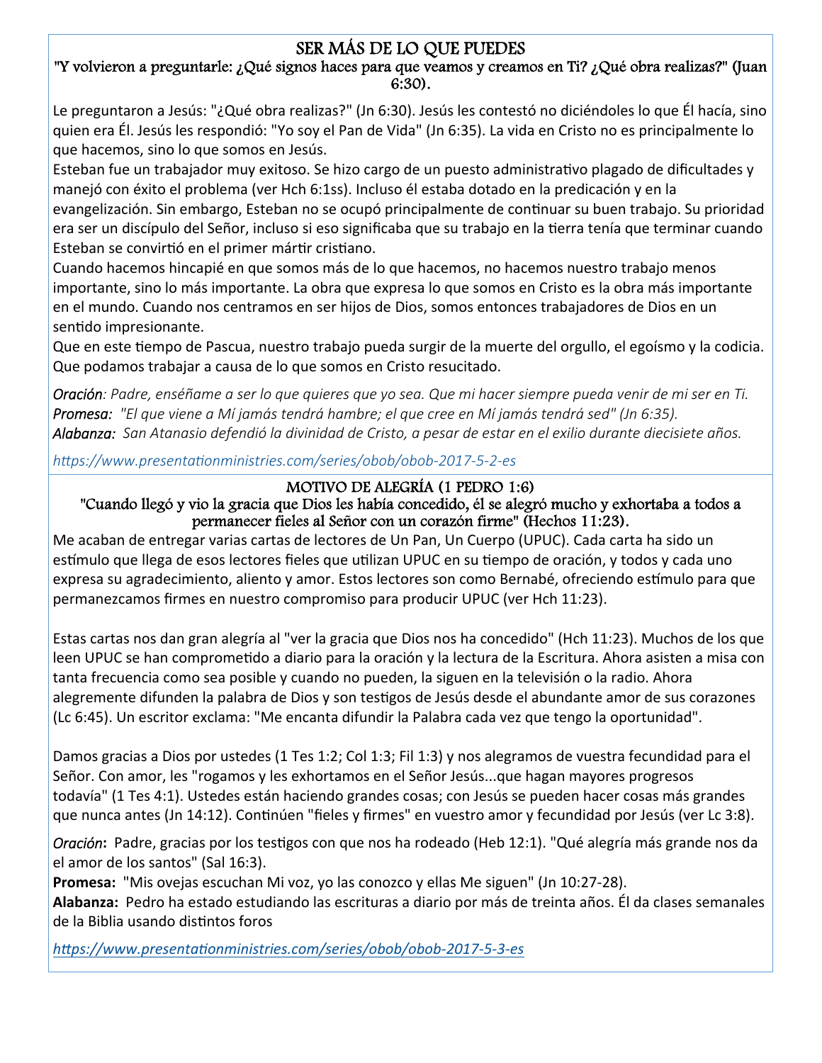## SER MÁS DE LO QUE PUEDES

**"Y volvieron a preguntarle: ¿Qué signos haces para que veamos y creamos en Ti? ¿Qué obra realizas?" (Juan 6:30).**

Le preguntaron a Jesús: "¿Qué obra realizas?" (Jn 6:30). Jesús les contestó no diciéndoles lo que Él hacía, sino quien era Él. Jesús les respondió: "Yo soy el Pan de Vida" (Jn 6:35). La vida en Cristo no es principalmente lo que hacemos, sino lo que somos en Jesús.

Esteban fue un trabajador muy exitoso. Se hizo cargo de un puesto administrativo plagado de dificultades y manejó con éxito el problema (ver Hch 6:1ss). Incluso él estaba dotado en la predicación y en la evangelización. Sin embargo, Esteban no se ocupó principalmente de continuar su buen trabajo. Su prioridad era ser un discípulo del Señor, incluso si eso significaba que su trabajo en la tierra tenía que terminar cuando Esteban se convirtió en el primer mártir cristiano.

Cuando hacemos hincapié en que somos más de lo que hacemos, no hacemos nuestro trabajo menos importante, sino lo más importante. La obra que expresa lo que somos en Cristo es la obra más importante en el mundo. Cuando nos centramos en ser hijos de Dios, somos entonces trabajadores de Dios en un sentido impresionante.

Que en este tiempo de Pascua, nuestro trabajo pueda surgir de la muerte del orgullo, el egoísmo y la codicia. Que podamos trabajar a causa de lo que somos en Cristo resucitado.

***Oración***: *Padre, enséñame a ser lo que quieres que yo sea. Que mi hacer siempre pueda venir de mi ser en Ti.*
***Promesa:*** *"El que viene a Mí jamás tendrá hambre; el que cree en Mí jamás tendrá sed" (Jn 6:35).*
***Alabanza:*** *San Atanasio defendió la divinidad de Cristo, a pesar de estar en el exilio durante diecisiete años.*

*https://www.presentationministries.com/series/obob/obob-2017-5-2-es*

## MOTIVO DE ALEGRÍA (1 PEDRO 1:6)

**"Cuando llegó y vio la gracia que Dios les había concedido, él se alegró mucho y exhortaba a todos a permanecer fieles al Señor con un corazón firme" (Hechos 11:23).**

Me acaban de entregar varias cartas de lectores de Un Pan, Un Cuerpo (UPUC). Cada carta ha sido un estímulo que llega de esos lectores fieles que utilizan UPUC en su tiempo de oración, y todos y cada uno expresa su agradecimiento, aliento y amor. Estos lectores son como Bernabé, ofreciendo estímulo para que permanezcamos firmes en nuestro compromiso para producir UPUC (ver Hch 11:23).

Estas cartas nos dan gran alegría al "ver la gracia que Dios nos ha concedido" (Hch 11:23). Muchos de los que leen UPUC se han comprometido a diario para la oración y la lectura de la Escritura. Ahora asisten a misa con tanta frecuencia como sea posible y cuando no pueden, la siguen en la televisión o la radio. Ahora alegremente difunden la palabra de Dios y son testigos de Jesús desde el abundante amor de sus corazones (Lc 6:45). Un escritor exclama: "Me encanta difundir la Palabra cada vez que tengo la oportunidad".

Damos gracias a Dios por ustedes (1 Tes 1:2; Col 1:3; Fil 1:3) y nos alegramos de vuestra fecundidad para el Señor. Con amor, les "rogamos y les exhortamos en el Señor Jesús...que hagan mayores progresos todavía" (1 Tes 4:1). Ustedes están haciendo grandes cosas; con Jesús se pueden hacer cosas más grandes que nunca antes (Jn 14:12). Continúen "fieles y firmes" en vuestro amor y fecundidad por Jesús (ver Lc 3:8).

***Oración*:** Padre, gracias por los testigos con que nos ha rodeado (Heb 12:1). "Qué alegría más grande nos da el amor de los santos" (Sal 16:3).
**Promesa:** "Mis ovejas escuchan Mi voz, yo las conozco y ellas Me siguen" (Jn 10:27-28).
**Alabanza:** Pedro ha estado estudiando las escrituras a diario por más de treinta años. Él da clases semanales de la Biblia usando distintos foros

*https://www.presentationministries.com/series/obob/obob-2017-5-3-es*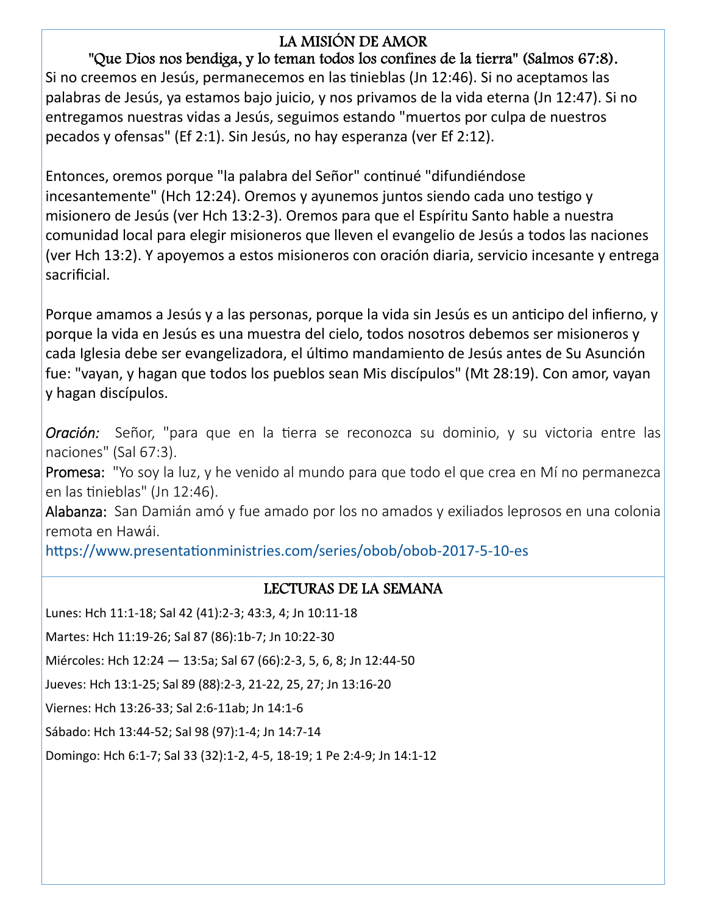## LA MISIÓN DE AMOR

"Que Dios nos bendiga, y lo teman todos los confines de la tierra" (Salmos 67:8).

Si no creemos en Jesús, permanecemos en las tinieblas (Jn 12:46). Si no aceptamos las palabras de Jesús, ya estamos bajo juicio, y nos privamos de la vida eterna (Jn 12:47). Si no entregamos nuestras vidas a Jesús, seguimos estando "muertos por culpa de nuestros pecados y ofensas" (Ef 2:1). Sin Jesús, no hay esperanza (ver Ef 2:12).

Entonces, oremos porque "la palabra del Señor" continué "difundiéndose incesantemente" (Hch 12:24). Oremos y ayunemos juntos siendo cada uno testigo y misionero de Jesús (ver Hch 13:2-3). Oremos para que el Espíritu Santo hable a nuestra comunidad local para elegir misioneros que lleven el evangelio de Jesús a todos las naciones (ver Hch 13:2). Y apoyemos a estos misioneros con oración diaria, servicio incesante y entrega sacrificial.

Porque amamos a Jesús y a las personas, porque la vida sin Jesús es un anticipo del infierno, y porque la vida en Jesús es una muestra del cielo, todos nosotros debemos ser misioneros y cada Iglesia debe ser evangelizadora, el último mandamiento de Jesús antes de Su Asunción fue: "vayan, y hagan que todos los pueblos sean Mis discípulos" (Mt 28:19). Con amor, vayan y hagan discípulos.

*Oración:* Señor, "para que en la tierra se reconozca su dominio, y su victoria entre las naciones" (Sal 67:3).

Promesa: "Yo soy la luz, y he venido al mundo para que todo el que crea en Mí no permanezca en las tinieblas" (Jn 12:46).

Alabanza: San Damián amó y fue amado por los no amados y exiliados leprosos en una colonia remota en Hawái.

https://www.presentationministries.com/series/obob/obob-2017-5-10-es

## LECTURAS DE LA SEMANA

Lunes: Hch 11:1-18; Sal 42 (41):2-3; 43:3, 4; Jn 10:11-18

Martes: Hch 11:19-26; Sal 87 (86):1b-7; Jn 10:22-30

Miércoles: Hch 12:24 — 13:5a; Sal 67 (66):2-3, 5, 6, 8; Jn 12:44-50

Jueves: Hch 13:1-25; Sal 89 (88):2-3, 21-22, 25, 27; Jn 13:16-20

Viernes: Hch 13:26-33; Sal 2:6-11ab; Jn 14:1-6

Sábado: Hch 13:44-52; Sal 98 (97):1-4; Jn 14:7-14

Domingo: Hch 6:1-7; Sal 33 (32):1-2, 4-5, 18-19; 1 Pe 2:4-9; Jn 14:1-12